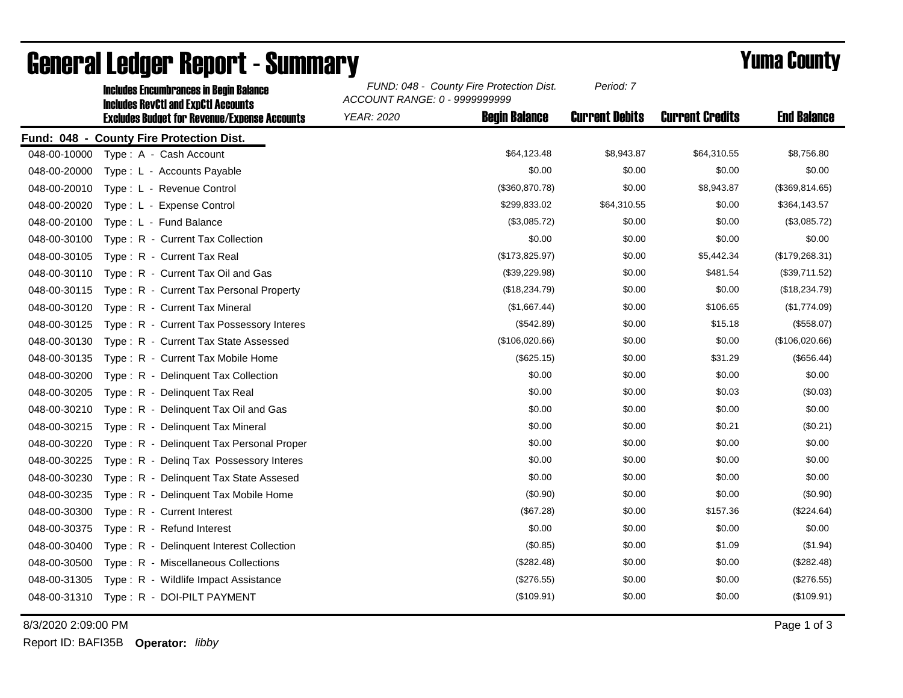# General Ledger Report - Summary

## Yuma County

Includes Encumbrances in Begin Balance
Includes RevCtl and ExpCtl Accounts
Excludes Budget for Revenue/Expense Accounts

*FUND: 048 - County Fire Protection Dist.*
*ACCOUNT RANGE: 0 - 9999999999*
*YEAR: 2020*
*Period: 7*

**Fund: 048 - County Fire Protection Dist.**

| Account | Description | Begin Balance | Current Debits | Current Credits | End Balance |
|---|---|---|---|---|---|
| 048-00-10000 | Type : A - Cash Account | $64,123.48 | $8,943.87 | $64,310.55 | $8,756.80 |
| 048-00-20000 | Type : L - Accounts Payable | $0.00 | $0.00 | $0.00 | $0.00 |
| 048-00-20010 | Type : L - Revenue Control | ($360,870.78) | $0.00 | $8,943.87 | ($369,814.65) |
| 048-00-20020 | Type : L - Expense Control | $299,833.02 | $64,310.55 | $0.00 | $364,143.57 |
| 048-00-20100 | Type : L - Fund Balance | ($3,085.72) | $0.00 | $0.00 | ($3,085.72) |
| 048-00-30100 | Type : R - Current Tax Collection | $0.00 | $0.00 | $0.00 | $0.00 |
| 048-00-30105 | Type : R - Current Tax Real | ($173,825.97) | $0.00 | $5,442.34 | ($179,268.31) |
| 048-00-30110 | Type : R - Current Tax Oil and Gas | ($39,229.98) | $0.00 | $481.54 | ($39,711.52) |
| 048-00-30115 | Type : R - Current Tax Personal Property | ($18,234.79) | $0.00 | $0.00 | ($18,234.79) |
| 048-00-30120 | Type : R - Current Tax Mineral | ($1,667.44) | $0.00 | $106.65 | ($1,774.09) |
| 048-00-30125 | Type : R - Current Tax Possessory Interes | ($542.89) | $0.00 | $15.18 | ($558.07) |
| 048-00-30130 | Type : R - Current Tax State Assessed | ($106,020.66) | $0.00 | $0.00 | ($106,020.66) |
| 048-00-30135 | Type : R - Current Tax Mobile Home | ($625.15) | $0.00 | $31.29 | ($656.44) |
| 048-00-30200 | Type : R - Delinquent Tax Collection | $0.00 | $0.00 | $0.00 | $0.00 |
| 048-00-30205 | Type : R - Delinquent Tax Real | $0.00 | $0.00 | $0.03 | ($0.03) |
| 048-00-30210 | Type : R - Delinquent Tax Oil and Gas | $0.00 | $0.00 | $0.00 | $0.00 |
| 048-00-30215 | Type : R - Delinquent Tax Mineral | $0.00 | $0.00 | $0.21 | ($0.21) |
| 048-00-30220 | Type : R - Delinquent Tax Personal Proper | $0.00 | $0.00 | $0.00 | $0.00 |
| 048-00-30225 | Type : R - Delinq Tax Possessory Interes | $0.00 | $0.00 | $0.00 | $0.00 |
| 048-00-30230 | Type : R - Delinquent Tax State Assesed | $0.00 | $0.00 | $0.00 | $0.00 |
| 048-00-30235 | Type : R - Delinquent Tax Mobile Home | ($0.90) | $0.00 | $0.00 | ($0.90) |
| 048-00-30300 | Type : R - Current Interest | ($67.28) | $0.00 | $157.36 | ($224.64) |
| 048-00-30375 | Type : R - Refund Interest | $0.00 | $0.00 | $0.00 | $0.00 |
| 048-00-30400 | Type : R - Delinquent Interest Collection | ($0.85) | $0.00 | $1.09 | ($1.94) |
| 048-00-30500 | Type : R - Miscellaneous Collections | ($282.48) | $0.00 | $0.00 | ($282.48) |
| 048-00-31305 | Type : R - Wildlife Impact Assistance | ($276.55) | $0.00 | $0.00 | ($276.55) |
| 048-00-31310 | Type : R - DOI-PILT PAYMENT | ($109.91) | $0.00 | $0.00 | ($109.91) |

8/3/2020 2:09:00 PM

Report ID: BAFI35B **Operator:** *libby*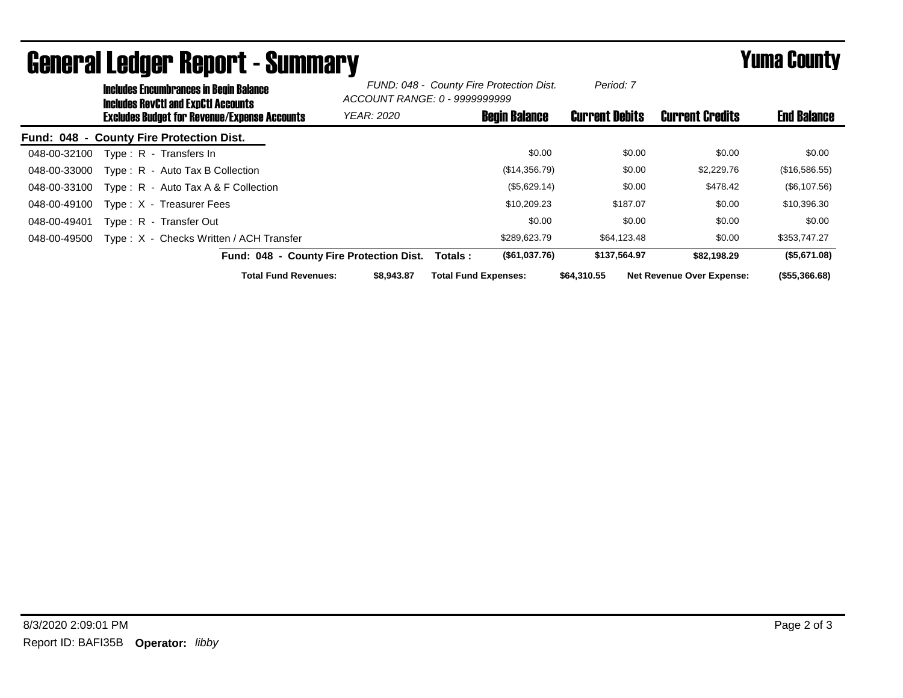# General Ledger Report - Summary

**Yuma County**

**Includes Encumbrances in Begin Balance**
**Includes RevCtl and ExpCtl Accounts**
**Excludes Budget for Revenue/Expense Accounts**

*FUND: 048 - County Fire Protection Dist.* *Period: 7*
*ACCOUNT RANGE: 0 - 9999999999*
*YEAR: 2020*

**Fund: 048 - County Fire Protection Dist.**

| Account | Description | Begin Balance | Current Debits | Current Credits | End Balance |
|---|---|---|---|---|---|
| 048-00-32100 | Type : R - Transfers In | $0.00 | $0.00 | $0.00 | $0.00 |
| 048-00-33000 | Type : R - Auto Tax B Collection | ($14,356.79) | $0.00 | $2,229.76 | ($16,586.55) |
| 048-00-33100 | Type : R - Auto Tax A & F Collection | ($5,629.14) | $0.00 | $478.42 | ($6,107.56) |
| 048-00-49100 | Type : X - Treasurer Fees | $10,209.23 | $187.07 | $0.00 | $10,396.30 |
| 048-00-49401 | Type : R - Transfer Out | $0.00 | $0.00 | $0.00 | $0.00 |
| 048-00-49500 | Type : X - Checks Written / ACH Transfer | $289,623.79 | $64,123.48 | $0.00 | $353,747.27 |
| | **Fund: 048 - County Fire Protection Dist. Totals :** | **($61,037.76)** | **$137,564.97** | **$82,198.29** | **($5,671.08)** |

**Total Fund Revenues:** **$8,943.87** **Total Fund Expenses:** **$64,310.55** **Net Revenue Over Expense:** **($55,366.68)**

8/3/2020 2:09:01 PM

Report ID: BAFI35B **Operator:** *libby*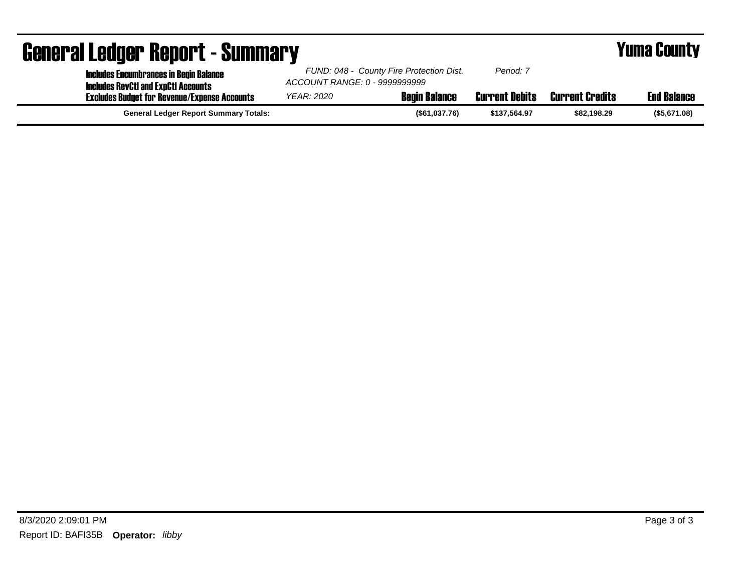# General Ledger Report - Summary

**Yuma County**

**Includes Encumbrances in Begin Balance**
**Includes RevCtl and ExpCtl Accounts**
**Excludes Budget for Revenue/Expense Accounts**

*FUND: 048 - County Fire Protection Dist.*
*ACCOUNT RANGE: 0 - 9999999999*
*YEAR: 2020*
*Period: 7*

| | Begin Balance | Current Debits | Current Credits | End Balance |
|---|---|---|---|---|
| **General Ledger Report Summary Totals:** | **($61,037.76)** | **$137,564.97** | **$82,198.29** | **($5,671.08)** |

8/3/2020 2:09:01 PM

Report ID: BAFI35B **Operator:** *libby*